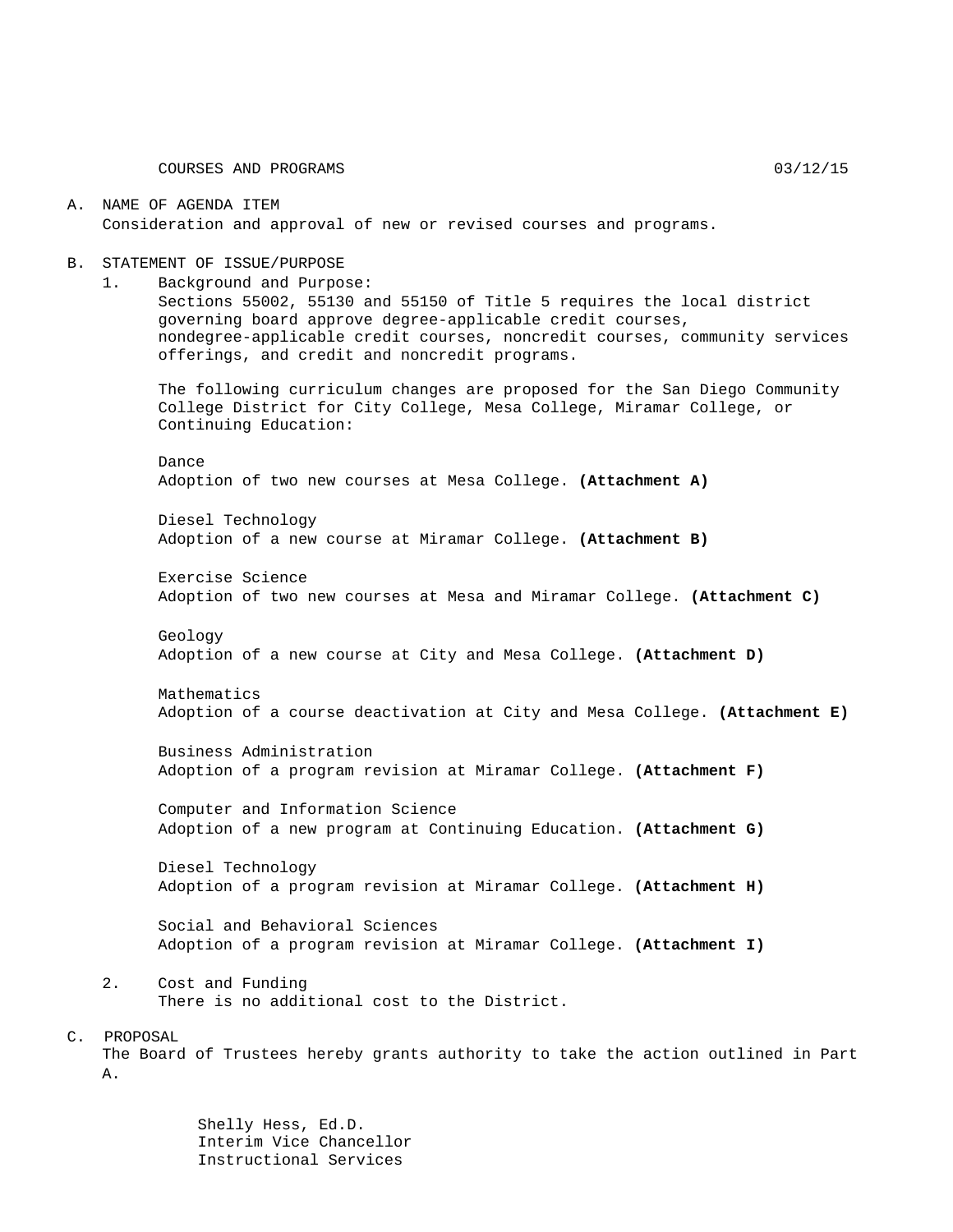COURSES AND PROGRAMS 03/12/15

A. NAME OF AGENDA ITEM
Consideration and approval of new or revised courses and programs.

B. STATEMENT OF ISSUE/PURPOSE

1. Background and Purpose:
Sections 55002, 55130 and 55150 of Title 5 requires the local district governing board approve degree-applicable credit courses, nondegree-applicable credit courses, noncredit courses, community services offerings, and credit and noncredit programs.

   The following curriculum changes are proposed for the San Diego Community College District for City College, Mesa College, Miramar College, or Continuing Education:

   Dance
   Adoption of two new courses at Mesa College. **(Attachment A)**

   Diesel Technology
   Adoption of a new course at Miramar College. **(Attachment B)**

   Exercise Science
   Adoption of two new courses at Mesa and Miramar College. **(Attachment C)**

   Geology
   Adoption of a new course at City and Mesa College. **(Attachment D)**

   Mathematics
   Adoption of a course deactivation at City and Mesa College. **(Attachment E)**

   Business Administration
   Adoption of a program revision at Miramar College. **(Attachment F)**

   Computer and Information Science
   Adoption of a new program at Continuing Education. **(Attachment G)**

   Diesel Technology
   Adoption of a program revision at Miramar College. **(Attachment H)**

   Social and Behavioral Sciences
   Adoption of a program revision at Miramar College. **(Attachment I)**

2. Cost and Funding
There is no additional cost to the District.

C. PROPOSAL
The Board of Trustees hereby grants authority to take the action outlined in Part A.

Shelly Hess, Ed.D.
Interim Vice Chancellor
Instructional Services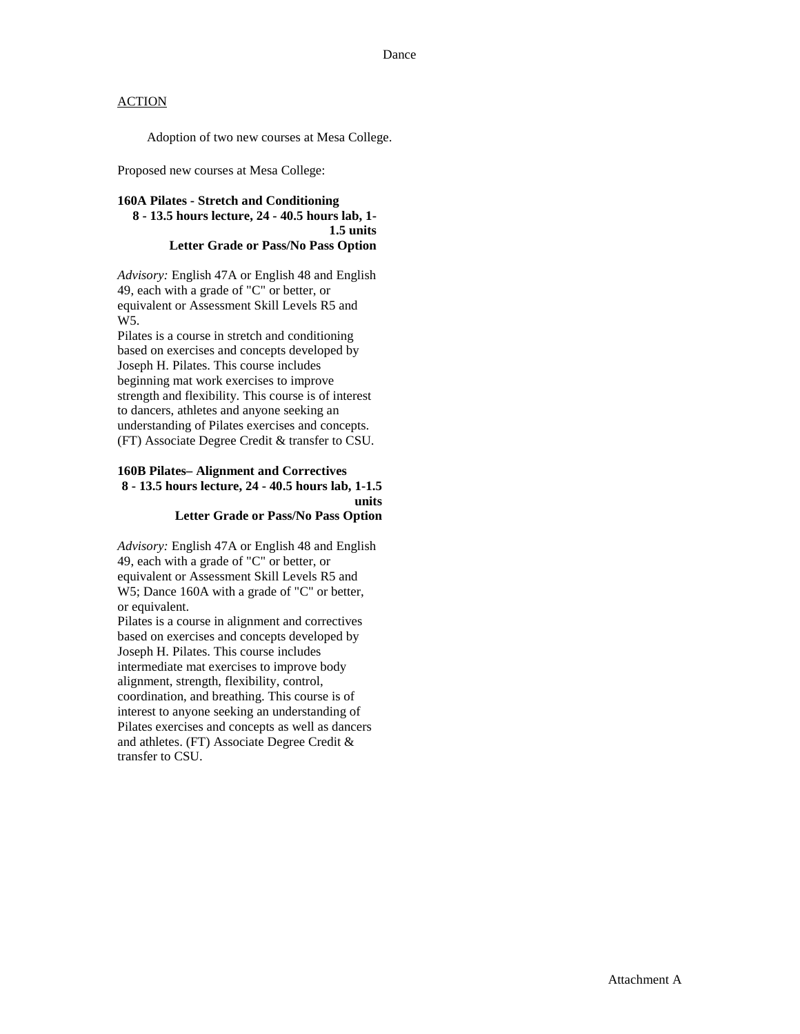Dance

ACTION

Adoption of two new courses at Mesa College.

Proposed new courses at Mesa College:

**160A Pilates - Stretch and Conditioning**
**8 - 13.5 hours lecture, 24 - 40.5 hours lab, 1-1.5 units**
**Letter Grade or Pass/No Pass Option**

*Advisory:* English 47A or English 48 and English 49, each with a grade of "C" or better, or equivalent or Assessment Skill Levels R5 and W5.
Pilates is a course in stretch and conditioning based on exercises and concepts developed by Joseph H. Pilates. This course includes beginning mat work exercises to improve strength and flexibility. This course is of interest to dancers, athletes and anyone seeking an understanding of Pilates exercises and concepts. (FT) Associate Degree Credit & transfer to CSU.

**160B Pilates– Alignment and Correctives**
**8 - 13.5 hours lecture, 24 - 40.5 hours lab, 1-1.5 units**
**Letter Grade or Pass/No Pass Option**

*Advisory:* English 47A or English 48 and English 49, each with a grade of "C" or better, or equivalent or Assessment Skill Levels R5 and W5; Dance 160A with a grade of "C" or better, or equivalent.
Pilates is a course in alignment and correctives based on exercises and concepts developed by Joseph H. Pilates. This course includes intermediate mat exercises to improve body alignment, strength, flexibility, control, coordination, and breathing. This course is of interest to anyone seeking an understanding of Pilates exercises and concepts as well as dancers and athletes. (FT) Associate Degree Credit & transfer to CSU.

Attachment A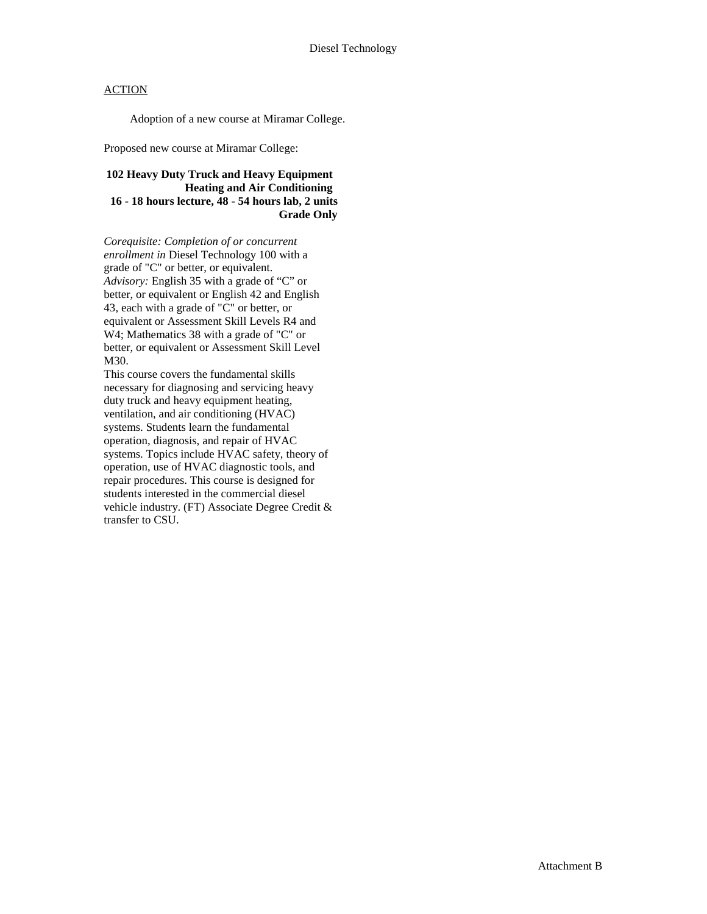Diesel Technology

ACTION

Adoption of a new course at Miramar College.

Proposed new course at Miramar College:

**102 Heavy Duty Truck and Heavy Equipment Heating and Air Conditioning**
**16 - 18 hours lecture, 48 - 54 hours lab, 2 units**
**Grade Only**

*Corequisite: Completion of or concurrent enrollment in* Diesel Technology 100 with a grade of "C" or better, or equivalent.
*Advisory:* English 35 with a grade of "C" or better, or equivalent or English 42 and English 43, each with a grade of "C" or better, or equivalent or Assessment Skill Levels R4 and W4; Mathematics 38 with a grade of "C" or better, or equivalent or Assessment Skill Level M30.
This course covers the fundamental skills necessary for diagnosing and servicing heavy duty truck and heavy equipment heating, ventilation, and air conditioning (HVAC) systems. Students learn the fundamental operation, diagnosis, and repair of HVAC systems. Topics include HVAC safety, theory of operation, use of HVAC diagnostic tools, and repair procedures. This course is designed for students interested in the commercial diesel vehicle industry. (FT) Associate Degree Credit & transfer to CSU.

Attachment B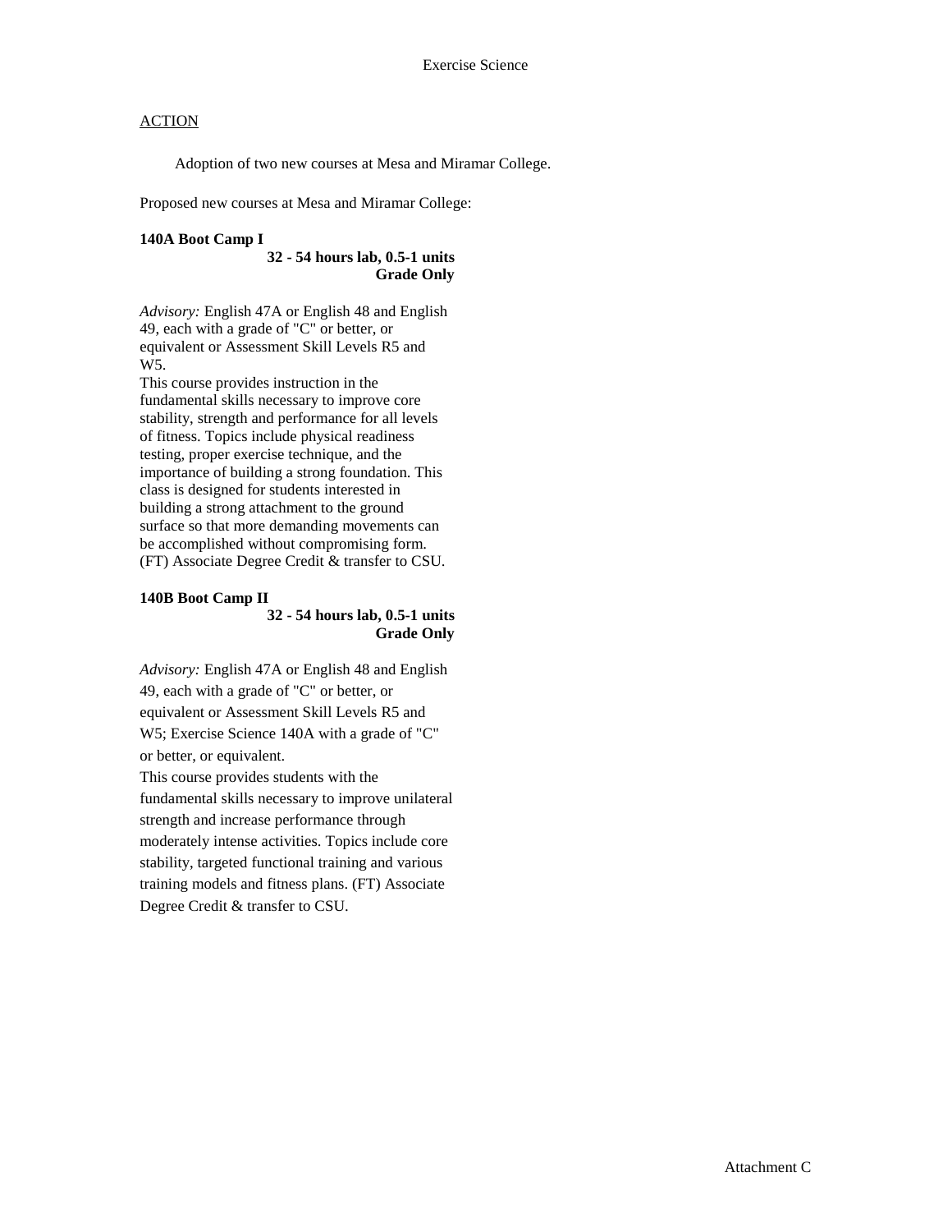Exercise Science

ACTION

Adoption of two new courses at Mesa and Miramar College.

Proposed new courses at Mesa and Miramar College:

**140A Boot Camp I**
**32 - 54 hours lab, 0.5-1 units**
**Grade Only**

*Advisory:* English 47A or English 48 and English 49, each with a grade of "C" or better, or equivalent or Assessment Skill Levels R5 and W5.
This course provides instruction in the fundamental skills necessary to improve core stability, strength and performance for all levels of fitness. Topics include physical readiness testing, proper exercise technique, and the importance of building a strong foundation. This class is designed for students interested in building a strong attachment to the ground surface so that more demanding movements can be accomplished without compromising form. (FT) Associate Degree Credit & transfer to CSU.

**140B Boot Camp II**
**32 - 54 hours lab, 0.5-1 units**
**Grade Only**

*Advisory:* English 47A or English 48 and English 49, each with a grade of "C" or better, or equivalent or Assessment Skill Levels R5 and W5; Exercise Science 140A with a grade of "C" or better, or equivalent.
This course provides students with the fundamental skills necessary to improve unilateral strength and increase performance through moderately intense activities. Topics include core stability, targeted functional training and various training models and fitness plans. (FT) Associate Degree Credit & transfer to CSU.

Attachment C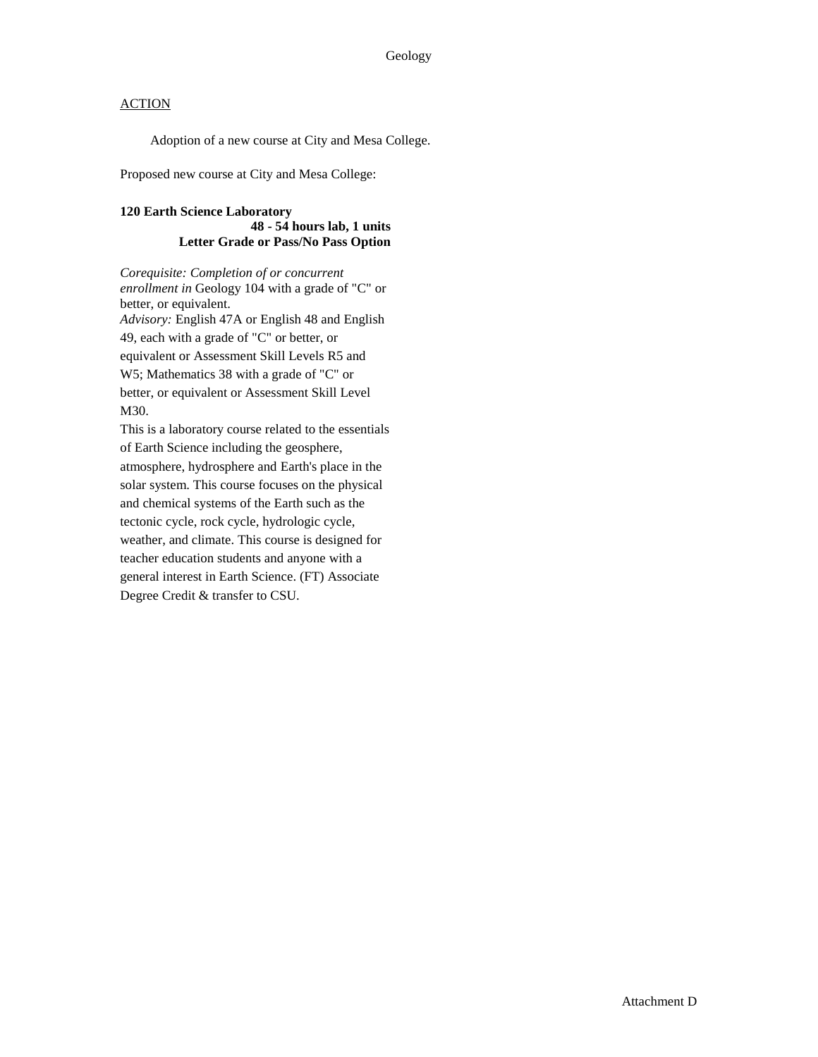Geology

ACTION

Adoption of a new course at City and Mesa College.

Proposed new course at City and Mesa College:

**120 Earth Science Laboratory**
**48 - 54 hours lab, 1 units**
**Letter Grade or Pass/No Pass Option**

*Corequisite: Completion of or concurrent enrollment in* Geology 104 with a grade of "C" or better, or equivalent.
*Advisory:* English 47A or English 48 and English 49, each with a grade of "C" or better, or equivalent or Assessment Skill Levels R5 and W5; Mathematics 38 with a grade of "C" or better, or equivalent or Assessment Skill Level M30.
This is a laboratory course related to the essentials of Earth Science including the geosphere, atmosphere, hydrosphere and Earth's place in the solar system. This course focuses on the physical and chemical systems of the Earth such as the tectonic cycle, rock cycle, hydrologic cycle, weather, and climate. This course is designed for teacher education students and anyone with a general interest in Earth Science. (FT) Associate Degree Credit & transfer to CSU.

Attachment D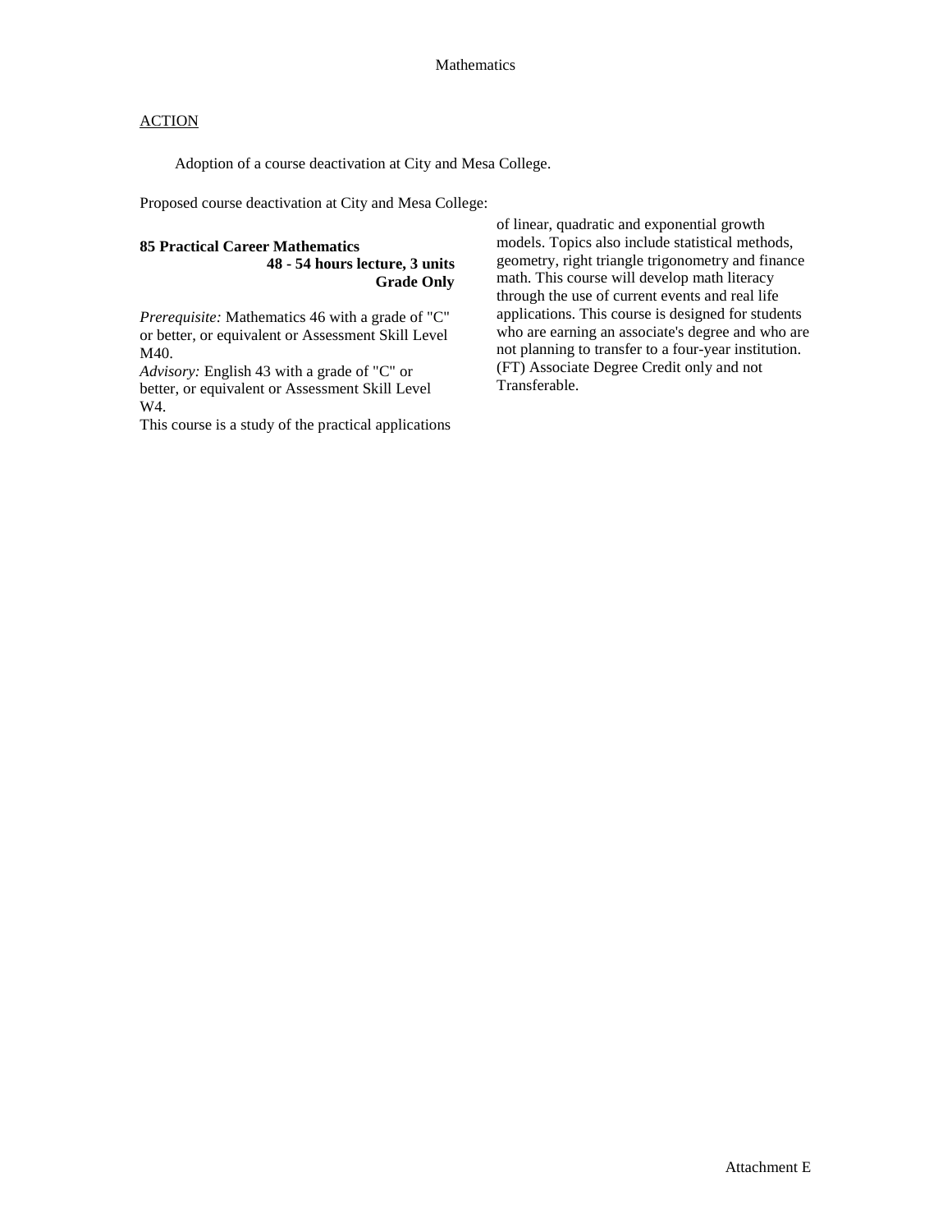Mathematics

ACTION

Adoption of a course deactivation at City and Mesa College.

Proposed course deactivation at City and Mesa College:

**85 Practical Career Mathematics**
**48 - 54 hours lecture, 3 units**
**Grade Only**

*Prerequisite:* Mathematics 46 with a grade of "C" or better, or equivalent or Assessment Skill Level M40.
*Advisory:* English 43 with a grade of "C" or better, or equivalent or Assessment Skill Level W4.
This course is a study of the practical applications of linear, quadratic and exponential growth models. Topics also include statistical methods, geometry, right triangle trigonometry and finance math. This course will develop math literacy through the use of current events and real life applications. This course is designed for students who are earning an associate's degree and who are not planning to transfer to a four-year institution. (FT) Associate Degree Credit only and not Transferable.

Attachment E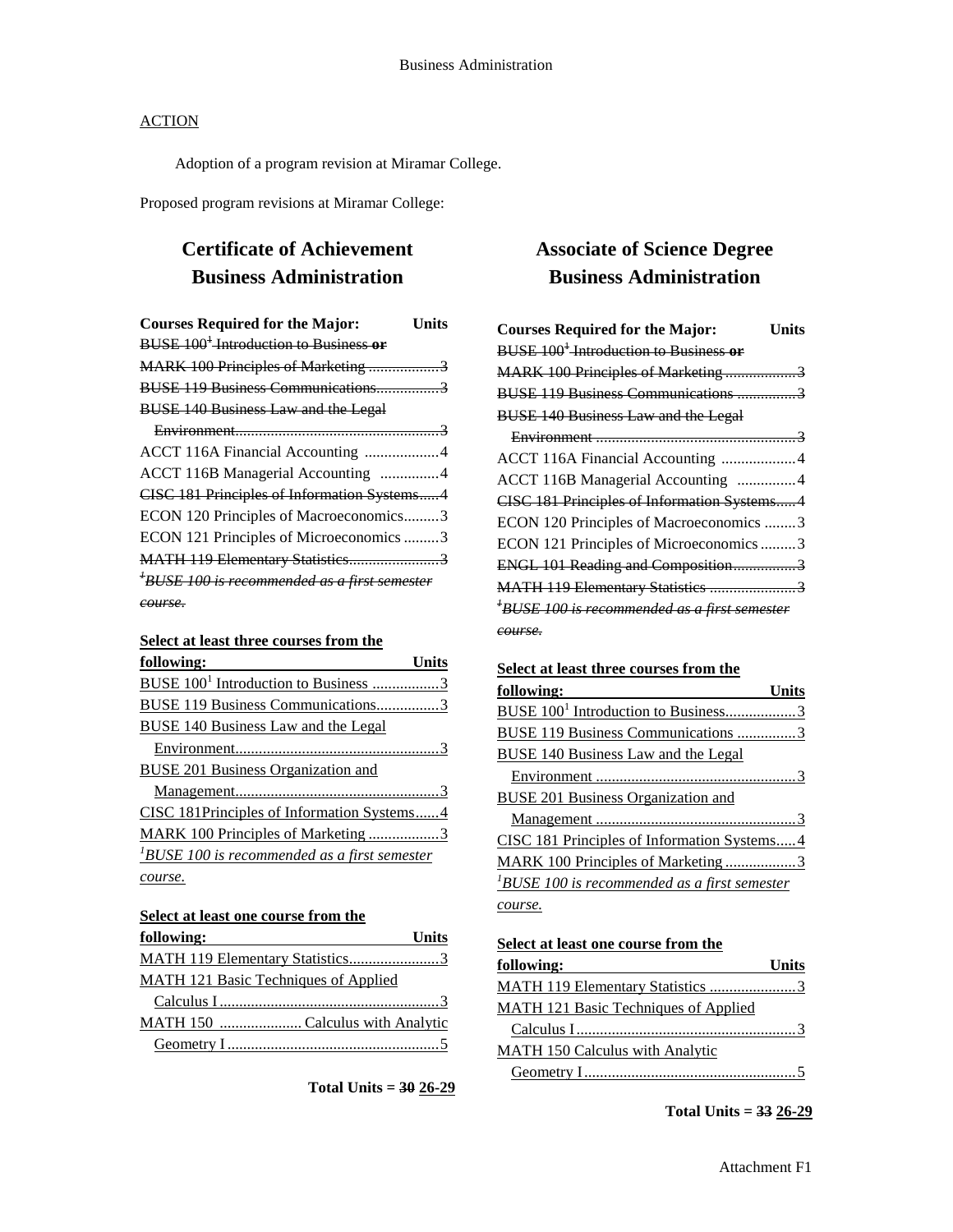ACTION

Adoption of a program revision at Miramar College.

Proposed program revisions at Miramar College:

## Certificate of Achievement Business Administration

| Courses Required for the Major: | Units |
|---|---|
| ~~BUSE 100[1] Introduction to Business **or**~~ | |
| ~~MARK 100 Principles of Marketing~~ | ~~3~~ |
| ~~BUSE 119 Business Communications~~ | ~~3~~ |
| ~~BUSE 140 Business Law and the Legal Environment~~ | ~~3~~ |
| ACCT 116A Financial Accounting | 4 |
| ACCT 116B Managerial Accounting | 4 |
| ~~CISC 181 Principles of Information Systems~~ | ~~4~~ |
| ECON 120 Principles of Macroeconomics | 3 |
| ECON 121 Principles of Microeconomics | 3 |
| ~~MATH 119 Elementary Statistics~~ | ~~3~~ |

~~*[1]BUSE 100 is recommended as a first semester course.*~~

| **Select at least three courses from the following:** | **Units** |
|---|---|
| BUSE 100[1] Introduction to Business | 3 |
| BUSE 119 Business Communications | 3 |
| BUSE 140 Business Law and the Legal Environment | 3 |
| BUSE 201 Business Organization and Management | 3 |
| CISC 181Principles of Information Systems | 4 |
| MARK 100 Principles of Marketing | 3 |

*[1]BUSE 100 is recommended as a first semester course.*

| **Select at least one course from the following:** | **Units** |
|---|---|
| MATH 119 Elementary Statistics | 3 |
| MATH 121 Basic Techniques of Applied Calculus I | 3 |
| MATH 150 Calculus with Analytic Geometry I | 5 |

**Total Units = ~~30~~ 26-29**

## Associate of Science Degree Business Administration

| Courses Required for the Major: | Units |
|---|---|
| ~~BUSE 100[1] Introduction to Business **or**~~ | |
| ~~MARK 100 Principles of Marketing~~ | ~~3~~ |
| ~~BUSE 119 Business Communications~~ | ~~3~~ |
| ~~BUSE 140 Business Law and the Legal Environment~~ | ~~3~~ |
| ACCT 116A Financial Accounting | 4 |
| ACCT 116B Managerial Accounting | 4 |
| ~~CISC 181 Principles of Information Systems~~ | ~~4~~ |
| ECON 120 Principles of Macroeconomics | 3 |
| ECON 121 Principles of Microeconomics | 3 |
| ~~ENGL 101 Reading and Composition~~ | ~~3~~ |
| ~~MATH 119 Elementary Statistics~~ | ~~3~~ |

~~*[1]BUSE 100 is recommended as a first semester course.*~~

| **Select at least three courses from the following:** | **Units** |
|---|---|
| BUSE 100[1] Introduction to Business | 3 |
| BUSE 119 Business Communications | 3 |
| BUSE 140 Business Law and the Legal Environment | 3 |
| BUSE 201 Business Organization and Management | 3 |
| CISC 181 Principles of Information Systems | 4 |
| MARK 100 Principles of Marketing | 3 |

*[1]BUSE 100 is recommended as a first semester course.*

| **Select at least one course from the following:** | **Units** |
|---|---|
| MATH 119 Elementary Statistics | 3 |
| MATH 121 Basic Techniques of Applied Calculus I | 3 |
| MATH 150 Calculus with Analytic Geometry I | 5 |

**Total Units = ~~33~~ 26-29**

Attachment F1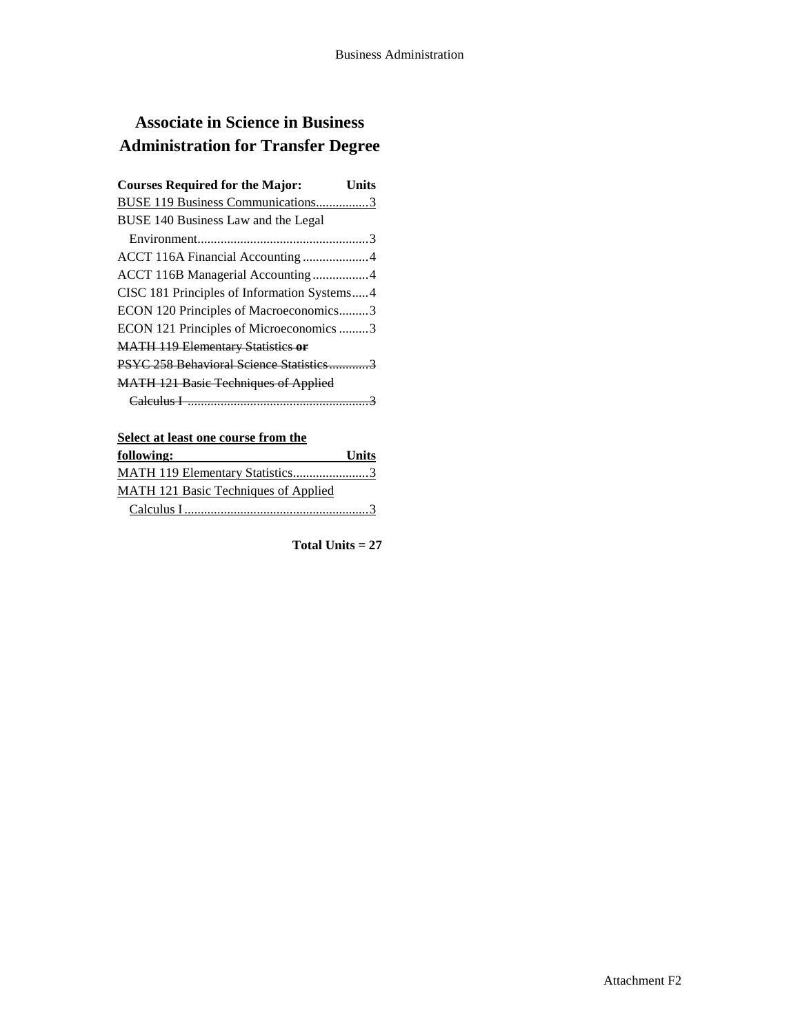# Associate in Science in Business Administration for Transfer Degree

| Courses Required for the Major: | Units |
| --- | --- |
| BUSE 119 Business Communications | 3 |
| BUSE 140 Business Law and the Legal Environment | 3 |
| ACCT 116A Financial Accounting | 4 |
| ACCT 116B Managerial Accounting | 4 |
| CISC 181 Principles of Information Systems | 4 |
| ECON 120 Principles of Macroeconomics | 3 |
| ECON 121 Principles of Microeconomics | 3 |
| ~~MATH 119 Elementary Statistics **or** PSYC 258 Behavioral Science Statistics~~ | ~~3~~ |
| ~~MATH 121 Basic Techniques of Applied Calculus I~~ | ~~3~~ |

| Select at least one course from the following: | Units |
| --- | --- |
| MATH 119 Elementary Statistics | 3 |
| MATH 121 Basic Techniques of Applied Calculus I | 3 |

**Total Units = 27**

Attachment F2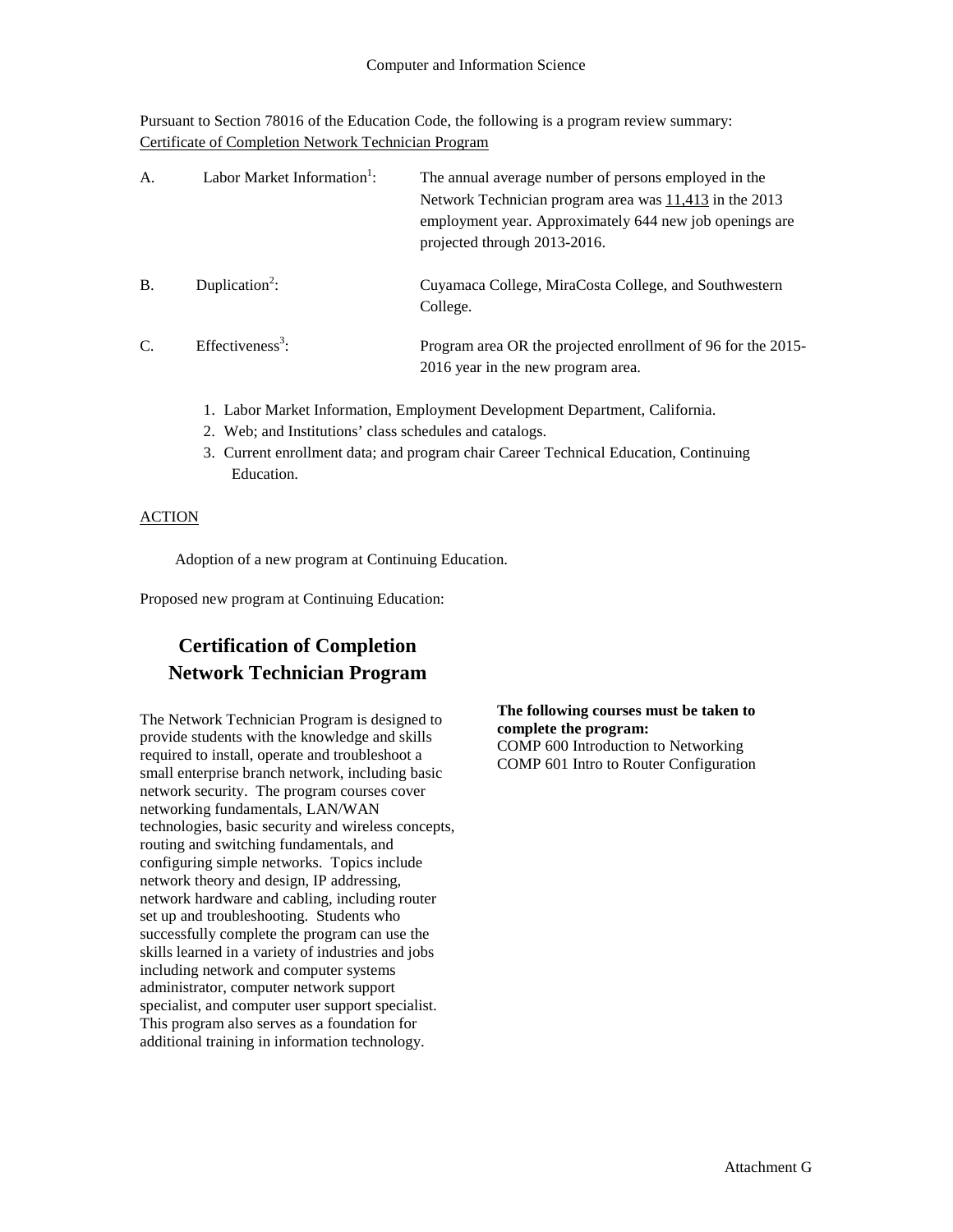Computer and Information Science

Pursuant to Section 78016 of the Education Code, the following is a program review summary:
Certificate of Completion Network Technician Program

A. Labor Market Information[1]: The annual average number of persons employed in the Network Technician program area was 11,413 in the 2013 employment year. Approximately 644 new job openings are projected through 2013-2016.

B. Duplication[2]: Cuyamaca College, MiraCosta College, and Southwestern College.

C. Effectiveness[3]: Program area OR the projected enrollment of 96 for the 2015-2016 year in the new program area.

1. Labor Market Information, Employment Development Department, California.
2. Web; and Institutions' class schedules and catalogs.
3. Current enrollment data; and program chair Career Technical Education, Continuing Education.

ACTION

Adoption of a new program at Continuing Education.

Proposed new program at Continuing Education:

## Certification of Completion Network Technician Program

The Network Technician Program is designed to provide students with the knowledge and skills required to install, operate and troubleshoot a small enterprise branch network, including basic network security. The program courses cover networking fundamentals, LAN/WAN technologies, basic security and wireless concepts, routing and switching fundamentals, and configuring simple networks. Topics include network theory and design, IP addressing, network hardware and cabling, including router set up and troubleshooting. Students who successfully complete the program can use the skills learned in a variety of industries and jobs including network and computer systems administrator, computer network support specialist, and computer user support specialist. This program also serves as a foundation for additional training in information technology.

**The following courses must be taken to complete the program:**
COMP 600 Introduction to Networking
COMP 601 Intro to Router Configuration

Attachment G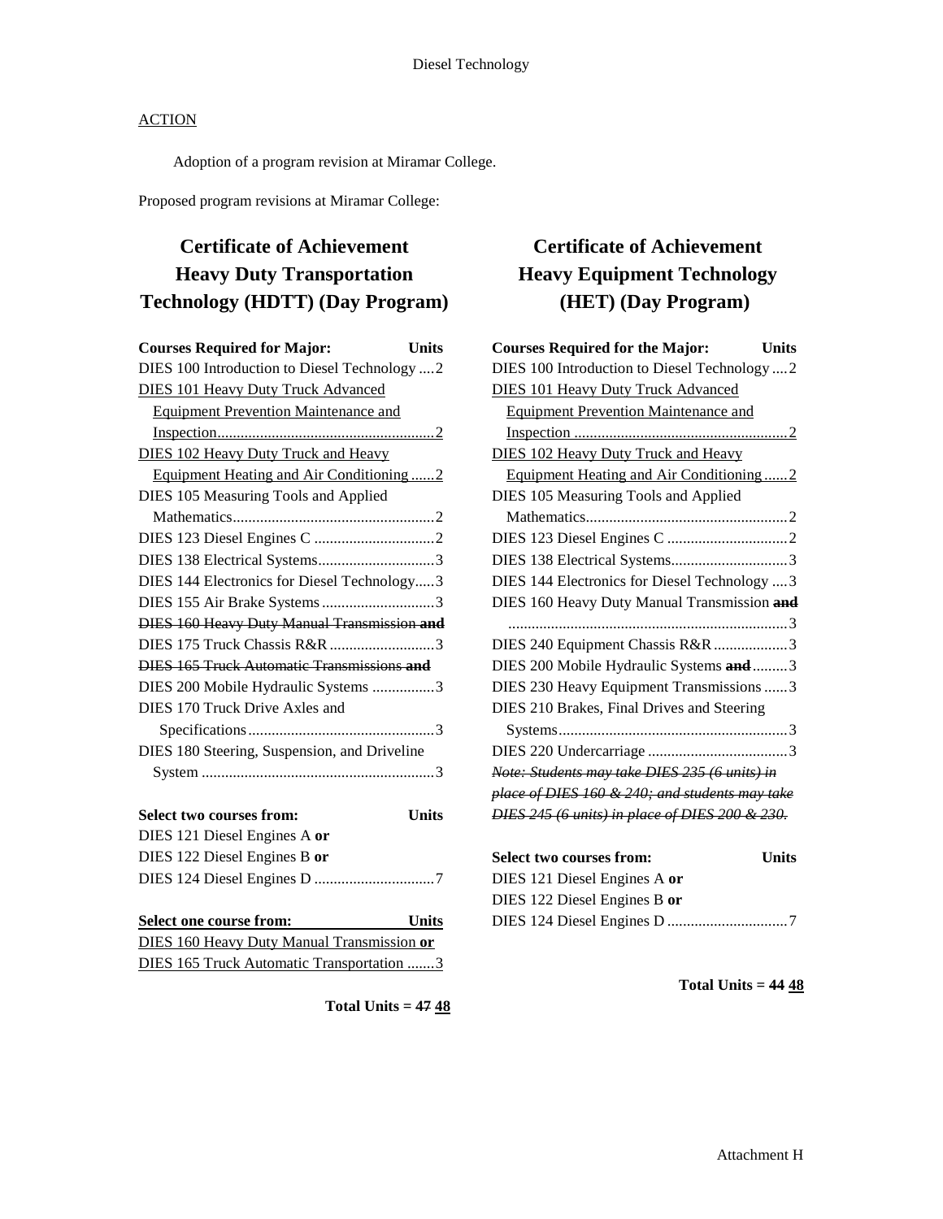Diesel Technology

ACTION

Adoption of a program revision at Miramar College.

Proposed program revisions at Miramar College:

## Certificate of Achievement Heavy Duty Transportation Technology (HDTT) (Day Program)

| Courses Required for Major: | Units |
|---|---|
| DIES 100 Introduction to Diesel Technology | 2 |
| DIES 101 Heavy Duty Truck Advanced Equipment Prevention Maintenance and Inspection | 2 |
| DIES 102 Heavy Duty Truck and Heavy Equipment Heating and Air Conditioning | 2 |
| DIES 105 Measuring Tools and Applied Mathematics | 2 |
| DIES 123 Diesel Engines C | 2 |
| DIES 138 Electrical Systems | 3 |
| DIES 144 Electronics for Diesel Technology | 3 |
| DIES 155 Air Brake Systems | 3 |
| ~~DIES 160 Heavy Duty Manual Transmission **and**~~ | |
| DIES 175 Truck Chassis R&R | 3 |
| ~~DIES 165 Truck Automatic Transmissions **and**~~ | |
| DIES 200 Mobile Hydraulic Systems | 3 |
| DIES 170 Truck Drive Axles and Specifications | 3 |
| DIES 180 Steering, Suspension, and Driveline System | 3 |

| Select two courses from: | Units |
|---|---|
| DIES 121 Diesel Engines A **or** | |
| DIES 122 Diesel Engines B **or** | |
| DIES 124 Diesel Engines D | 7 |

| Select one course from: | Units |
|---|---|
| DIES 160 Heavy Duty Manual Transmission **or** | |
| DIES 165 Truck Automatic Transportation | 3 |

**Total Units = ~~47~~ 48**

## Certificate of Achievement Heavy Equipment Technology (HET) (Day Program)

| Courses Required for the Major: | Units |
|---|---|
| DIES 100 Introduction to Diesel Technology | 2 |
| DIES 101 Heavy Duty Truck Advanced Equipment Prevention Maintenance and Inspection | 2 |
| DIES 102 Heavy Duty Truck and Heavy Equipment Heating and Air Conditioning | 2 |
| DIES 105 Measuring Tools and Applied Mathematics | 2 |
| DIES 123 Diesel Engines C | 2 |
| DIES 138 Electrical Systems | 3 |
| DIES 144 Electronics for Diesel Technology | 3 |
| DIES 160 Heavy Duty Manual Transmission ~~**and**~~ | 3 |
| DIES 240 Equipment Chassis R&R | 3 |
| DIES 200 Mobile Hydraulic Systems ~~**and**~~ | 3 |
| DIES 230 Heavy Equipment Transmissions | 3 |
| DIES 210 Brakes, Final Drives and Steering Systems | 3 |
| DIES 220 Undercarriage | 3 |

~~*Note: Students may take DIES 235 (6 units) in place of DIES 160 & 240; and students may take DIES 245 (6 units) in place of DIES 200 & 230.*~~

| Select two courses from: | Units |
|---|---|
| DIES 121 Diesel Engines A **or** | |
| DIES 122 Diesel Engines B **or** | |
| DIES 124 Diesel Engines D | 7 |

**Total Units = ~~44~~ 48**

Attachment H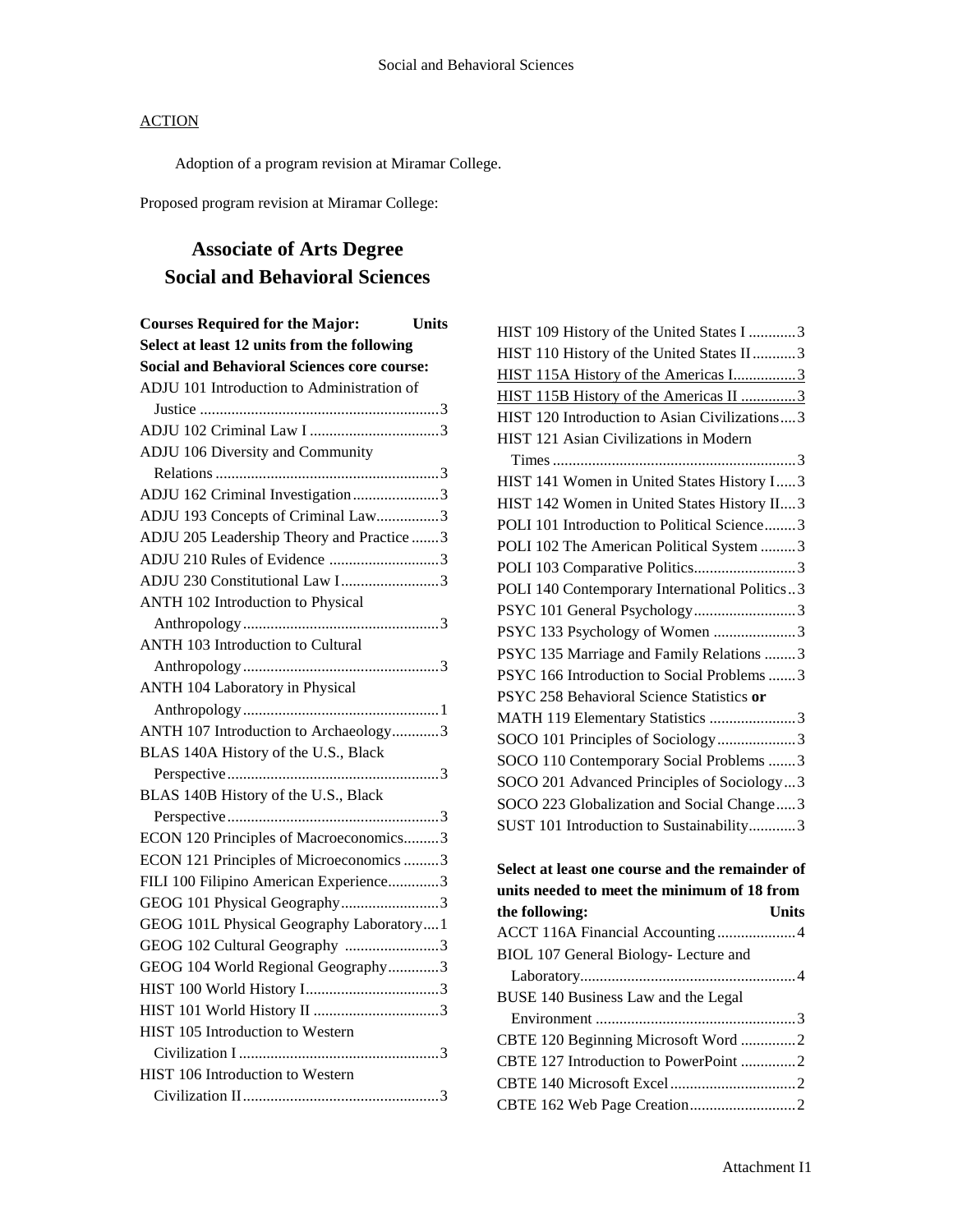ACTION

Adoption of a program revision at Miramar College.

Proposed program revision at Miramar College:

## Associate of Arts Degree
## Social and Behavioral Sciences

| Courses Required for the Major: Select at least 12 units from the following Social and Behavioral Sciences core course: | Units |
|---|---|
| ADJU 101 Introduction to Administration of Justice | 3 |
| ADJU 102 Criminal Law I | 3 |
| ADJU 106 Diversity and Community Relations | 3 |
| ADJU 162 Criminal Investigation | 3 |
| ADJU 193 Concepts of Criminal Law | 3 |
| ADJU 205 Leadership Theory and Practice | 3 |
| ADJU 210 Rules of Evidence | 3 |
| ADJU 230 Constitutional Law I | 3 |
| ANTH 102 Introduction to Physical Anthropology | 3 |
| ANTH 103 Introduction to Cultural Anthropology | 3 |
| ANTH 104 Laboratory in Physical Anthropology | 1 |
| ANTH 107 Introduction to Archaeology | 3 |
| BLAS 140A History of the U.S., Black Perspective | 3 |
| BLAS 140B History of the U.S., Black Perspective | 3 |
| ECON 120 Principles of Macroeconomics | 3 |
| ECON 121 Principles of Microeconomics | 3 |
| FILI 100 Filipino American Experience | 3 |
| GEOG 101 Physical Geography | 3 |
| GEOG 101L Physical Geography Laboratory | 1 |
| GEOG 102 Cultural Geography | 3 |
| GEOG 104 World Regional Geography | 3 |
| HIST 100 World History I | 3 |
| HIST 101 World History II | 3 |
| HIST 105 Introduction to Western Civilization I | 3 |
| HIST 106 Introduction to Western Civilization II | 3 |
| HIST 109 History of the United States I | 3 |
| HIST 110 History of the United States II | 3 |
| <u>HIST 115A History of the Americas I</u> | <u>3</u> |
| <u>HIST 115B History of the Americas II</u> | <u>3</u> |
| HIST 120 Introduction to Asian Civilizations | 3 |
| HIST 121 Asian Civilizations in Modern Times | 3 |
| HIST 141 Women in United States History I | 3 |
| HIST 142 Women in United States History II | 3 |
| POLI 101 Introduction to Political Science | 3 |
| POLI 102 The American Political System | 3 |
| POLI 103 Comparative Politics | 3 |
| POLI 140 Contemporary International Politics | 3 |
| PSYC 101 General Psychology | 3 |
| PSYC 133 Psychology of Women | 3 |
| PSYC 135 Marriage and Family Relations | 3 |
| PSYC 166 Introduction to Social Problems | 3 |
| PSYC 258 Behavioral Science Statistics **or** MATH 119 Elementary Statistics | 3 |
| SOCO 101 Principles of Sociology | 3 |
| SOCO 110 Contemporary Social Problems | 3 |
| SOCO 201 Advanced Principles of Sociology | 3 |
| SOCO 223 Globalization and Social Change | 3 |
| SUST 101 Introduction to Sustainability | 3 |

| Select at least one course and the remainder of units needed to meet the minimum of 18 from the following: | Units |
|---|---|
| ACCT 116A Financial Accounting | 4 |
| BIOL 107 General Biology- Lecture and Laboratory | 4 |
| BUSE 140 Business Law and the Legal Environment | 3 |
| CBTE 120 Beginning Microsoft Word | 2 |
| CBTE 127 Introduction to PowerPoint | 2 |
| CBTE 140 Microsoft Excel | 2 |
| CBTE 162 Web Page Creation | 2 |

Attachment I1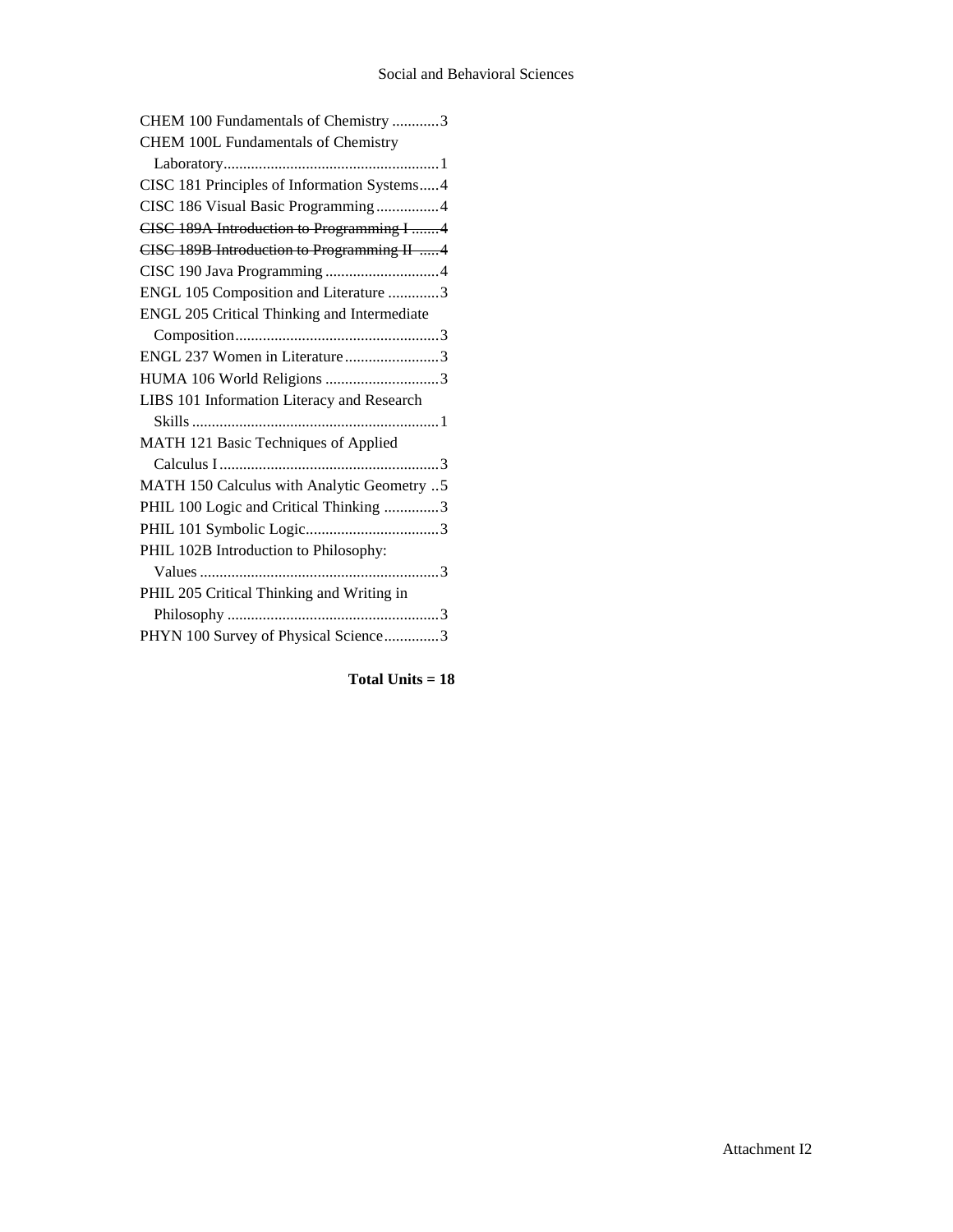Social and Behavioral Sciences

CHEM 100 Fundamentals of Chemistry ............3
CHEM 100L Fundamentals of Chemistry Laboratory.......................................................1
CISC 181 Principles of Information Systems.....4
CISC 186 Visual Basic Programming................4
~~CISC 189A Introduction to Programming I .......4~~
~~CISC 189B Introduction to Programming II .....4~~
CISC 190 Java Programming .............................4
ENGL 105 Composition and Literature .............3
ENGL 205 Critical Thinking and Intermediate Composition....................................................3
ENGL 237 Women in Literature........................3
HUMA 106 World Religions .............................3
LIBS 101 Information Literacy and Research Skills ...............................................................1
MATH 121 Basic Techniques of Applied Calculus I.........................................................3
MATH 150 Calculus with Analytic Geometry ..5
PHIL 100 Logic and Critical Thinking ..............3
PHIL 101 Symbolic Logic..................................3
PHIL 102B Introduction to Philosophy: Values .............................................................3
PHIL 205 Critical Thinking and Writing in Philosophy ......................................................3
PHYN 100 Survey of Physical Science..............3

**Total Units = 18**

Attachment I2